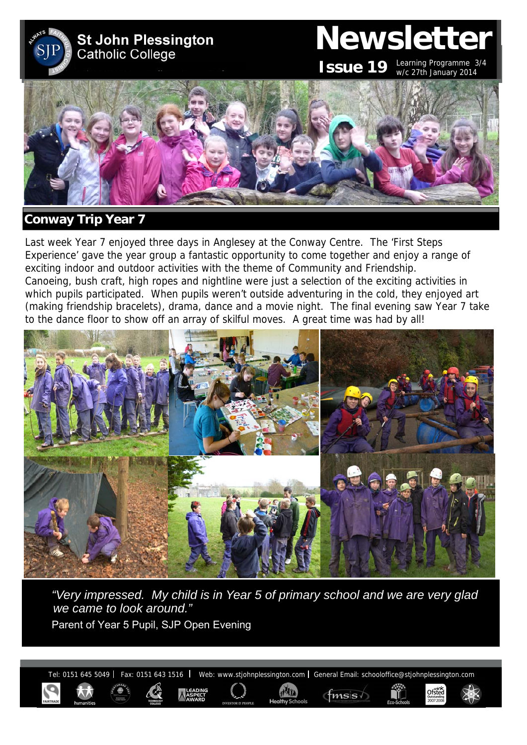# St John Plessington Catholic College

# Newsletter

**Issue 19** Learning Programme 3/4 w/c 27th January 2014

## Conway Trip Year 7

Last week Year 7 enjoyed three days in Anglesey at the Conway Centre. The 'First Steps Experience' gave the year group a fantastic opportunity to come together and enjoy a range of exciting indoor and outdoor activities with the theme of Community and Friendship.
Canoeing, bush craft, high ropes and nightline were just a selection of the exciting activities in which pupils participated. When pupils weren't outside adventuring in the cold, they enjoyed art (making friendship bracelets), drama, dance and a movie night. The final evening saw Year 7 take to the dance floor to show off an array of skilful moves. A great time was had by all!

*"Very impressed. My child is in Year 5 of primary school and we are very glad we came to look around."*

Parent of Year 5 Pupil, SJP Open Evening

Tel: 0151 645 5049 | Fax: 0151 643 1516 | Web: www.stjohnplessington.com | General Email: schooloffice@stjohnplessington.com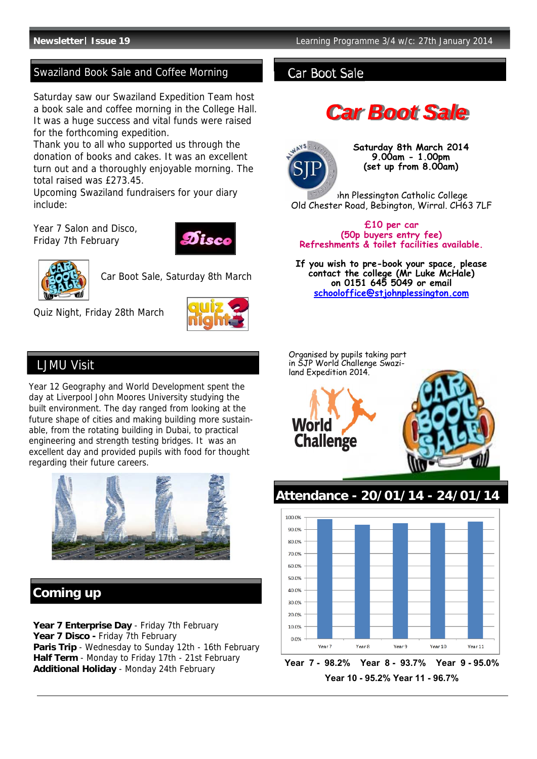## Swaziland Book Sale and Coffee Morning

Saturday saw our Swaziland Expedition Team host a book sale and coffee morning in the College Hall. It was a huge success and vital funds were raised for the forthcoming expedition.
Thank you to all who supported us through the donation of books and cakes. It was an excellent turn out and a thoroughly enjoyable morning. The total raised was £273.45.
Upcoming Swaziland fundraisers for your diary include:

Year 7 Salon and Disco, Friday 7th February

Car Boot Sale, Saturday 8th March

Quiz Night, Friday 28th March

## Car Boot Sale

# Car Boot Sale

**Saturday 8th March 2014**
**9.00am - 1.00pm**
**(set up from 8.00am)**

John Plessington Catholic College
Old Chester Road, Bebington, Wirral. CH63 7LF

**£10 per car**
**(50p buyers entry fee)**
**Refreshments & toilet facilities available.**

**If you wish to pre-book your space, please contact the college (Mr Luke McHale) on 0151 645 5049 or email schooloffice@stjohnplessington.com**

Organised by pupils taking part in SJP World Challenge Swaziland Expedition 2014.

## LJMU Visit

Year 12 Geography and World Development spent the day at Liverpool John Moores University studying the built environment. The day ranged from looking at the future shape of cities and making building more sustainable, from the rotating building in Dubai, to practical engineering and strength testing bridges. It was an excellent day and provided pupils with food for thought regarding their future careers.

## Coming up

**Year 7 Enterprise Day** - Friday 7th February
**Year 7 Disco -** Friday 7th February
**Paris Trip** - Wednesday to Sunday 12th - 16th February
**Half Term** - Monday to Friday 17th - 21st February
**Additional Holiday** - Monday 24th February

## Attendance - 20/01/14 - 24/01/14

**Year 7 - 98.2% Year 8 - 93.7% Year 9 - 95.0%**
**Year 10 - 95.2% Year 11 - 96.7%**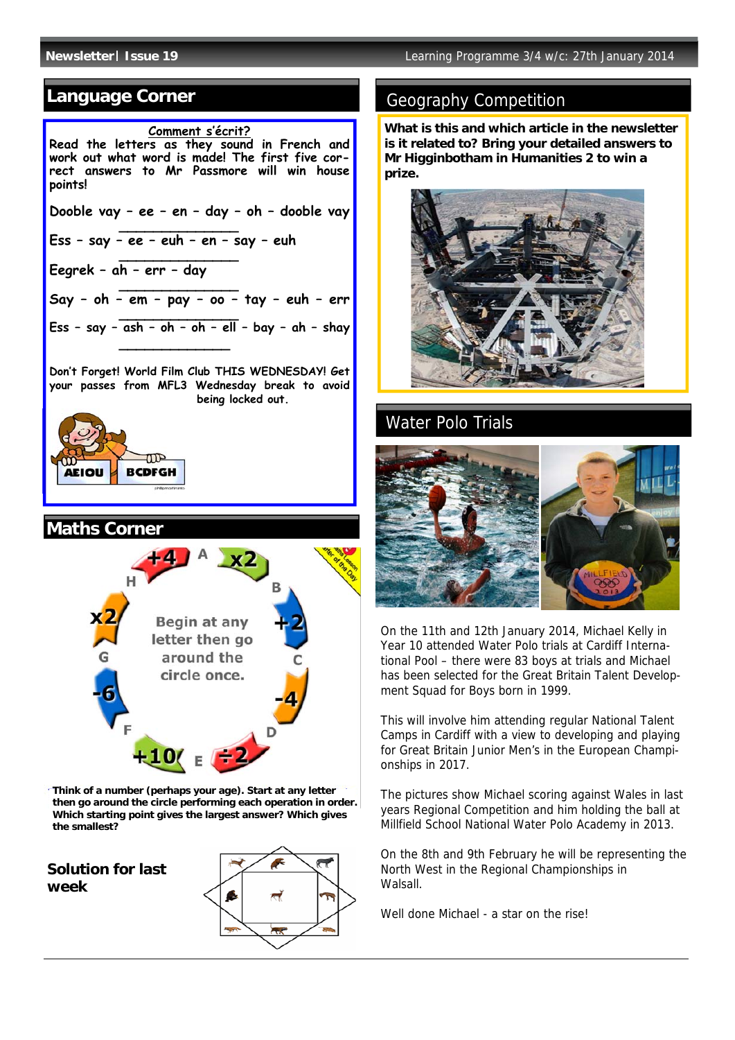# Language Corner

**Comment s'écrit?**

Read the letters as they sound in French and work out what word is made! The first five correct answers to Mr Passmore will win house points!

Dooble vay – ee – en – day – oh – dooble vay

_______________

Ess – say – ee – euh – en – say – euh

_______________

Eegrek – ah – err – day

_______________

Say – oh – em – pay – oo – tay – euh – err

_______________

Ess – say – ash – oh – oh – ell – bay – ah – shay

_______________

Don't Forget! World Film Club THIS WEDNESDAY! Get your passes from MFL3 Wednesday break to avoid being locked out.

# Maths Corner

Begin at any letter then go around the circle once.

A: x2, B: +2, C: -4, D: ÷2, E: +10, F: -6, G: x2, H: +4

Think of a number (perhaps your age). Start at any letter then go around the circle performing each operation in order. Which starting point gives the largest answer? Which gives the smallest?

**Solution for last week**

# Geography Competition

**What is this and which article in the newsletter is it related to? Bring your detailed answers to Mr Higginbotham in Humanities 2 to win a prize.**

# Water Polo Trials

On the 11th and 12th January 2014, Michael Kelly in Year 10 attended Water Polo trials at Cardiff International Pool – there were 83 boys at trials and Michael has been selected for the Great Britain Talent Development Squad for Boys born in 1999.

This will involve him attending regular National Talent Camps in Cardiff with a view to developing and playing for Great Britain Junior Men's in the European Championships in 2017.

The pictures show Michael scoring against Wales in last years Regional Competition and him holding the ball at Millfield School National Water Polo Academy in 2013.

On the 8th and 9th February he will be representing the North West in the Regional Championships in Walsall.

Well done Michael - a star on the rise!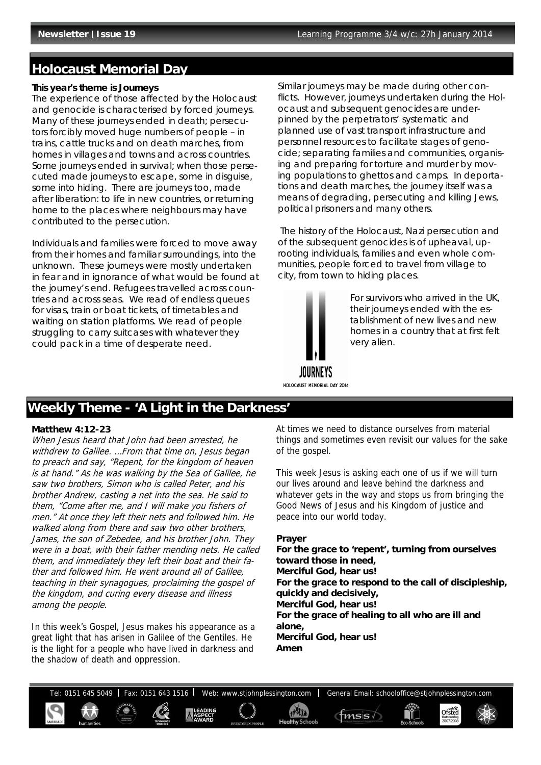## Holocaust Memorial Day

**This year's theme is Journeys**

The experience of those affected by the Holocaust and genocide is characterised by forced journeys. Many of these journeys ended in death; persecutors forcibly moved huge numbers of people – in trains, cattle trucks and on death marches, from homes in villages and towns and across countries. Some journeys ended in survival; when those persecuted made journeys to escape, some in disguise, some into hiding. There are journeys too, made after liberation: to life in new countries, or returning home to the places where neighbours may have contributed to the persecution.

Individuals and families were forced to move away from their homes and familiar surroundings, into the unknown. These journeys were mostly undertaken in fear and in ignorance of what would be found at the journey's end. Refugees travelled across countries and across seas. We read of endless queues for visas, train or boat tickets, of timetables and waiting on station platforms. We read of people struggling to carry suitcases with whatever they could pack in a time of desperate need.

Similar journeys may be made during other conflicts. However, journeys undertaken during the Holocaust and subsequent genocides are underpinned by the perpetrators' systematic and planned use of vast transport infrastructure and personnel resources to facilitate stages of genocide; separating families and communities, organising and preparing for torture and murder by moving populations to ghettos and camps. In deportations and death marches, the journey itself was a means of degrading, persecuting and killing Jews, political prisoners and many others.

The history of the Holocaust, Nazi persecution and of the subsequent genocides is of upheaval, uprooting individuals, families and even whole communities, people forced to travel from village to city, from town to hiding places.

JOURNEYS
HOLOCAUST MEMORIAL DAY 2014

For survivors who arrived in the UK, their journeys ended with the establishment of new lives and new homes in a country that at first felt very alien.

## Weekly Theme - 'A Light in the Darkness'

**Matthew 4:12-23**

*When Jesus heard that John had been arrested, he withdrew to Galilee. …From that time on, Jesus began to preach and say, "Repent, for the kingdom of heaven is at hand." As he was walking by the Sea of Galilee, he saw two brothers, Simon who is called Peter, and his brother Andrew, casting a net into the sea. He said to them, "Come after me, and I will make you fishers of men." At once they left their nets and followed him. He walked along from there and saw two other brothers, James, the son of Zebedee, and his brother John. They were in a boat, with their father mending nets. He called them, and immediately they left their boat and their father and followed him. He went around all of Galilee, teaching in their synagogues, proclaiming the gospel of the kingdom, and curing every disease and illness among the people.*

In this week's Gospel, Jesus makes his appearance as a great light that has arisen in Galilee of the Gentiles. He is the light for a people who have lived in darkness and the shadow of death and oppression.

At times we need to distance ourselves from material things and sometimes even revisit our values for the sake of the gospel.

This week Jesus is asking each one of us if we will turn our lives around and leave behind the darkness and whatever gets in the way and stops us from bringing the Good News of Jesus and his Kingdom of justice and peace into our world today.

**Prayer**

**For the grace to 'repent', turning from ourselves toward those in need,**
**Merciful God, hear us!**
**For the grace to respond to the call of discipleship, quickly and decisively,**
**Merciful God, hear us!**
**For the grace of healing to all who are ill and alone,**
**Merciful God, hear us!**
**Amen**

Tel: 0151 645 5049 | Fax: 0151 643 1516 | Web: www.stjohnplessington.com | General Email: schooloffice@stjohnplessington.com